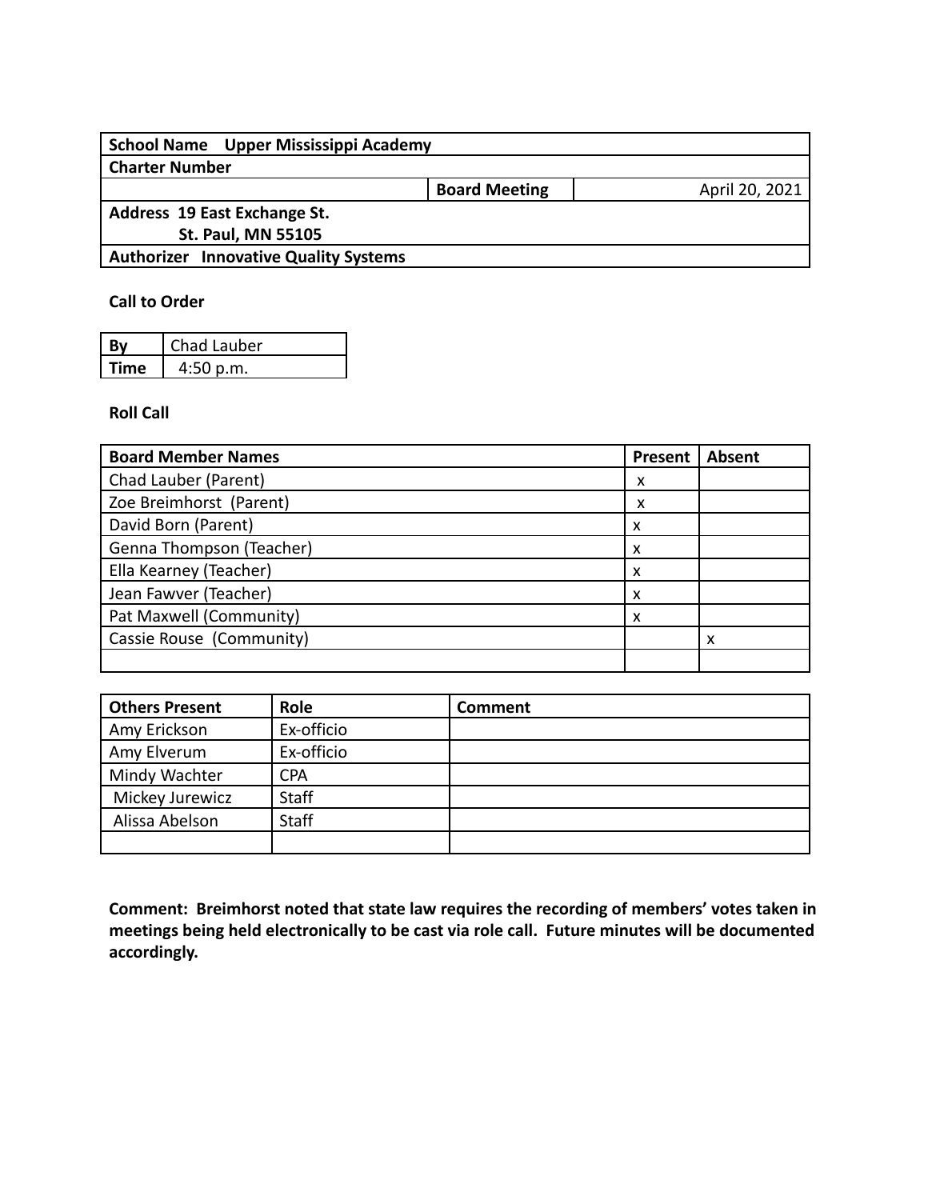| **School Name** Upper Mississippi Academy | | |
|---|---|---|
| **Charter Number** | | |
| | **Board Meeting** | April 20, 2021 |
| **Address** 19 East Exchange St.<br>St. Paul, MN 55105 | | |
| **Authorizer** Innovative Quality Systems | | |

**Call to Order**

| **By** | Chad Lauber |
|---|---|
| **Time** | 4:50 p.m. |

**Roll Call**

| Board Member Names | Present | Absent |
|---|---|---|
| Chad Lauber (Parent) | x | |
| Zoe Breimhorst (Parent) | x | |
| David Born (Parent) | x | |
| Genna Thompson (Teacher) | x | |
| Ella Kearney (Teacher) | x | |
| Jean Fawver (Teacher) | x | |
| Pat Maxwell (Community) | x | |
| Cassie Rouse (Community) | | x |
| | | |

| Others Present | Role | Comment |
|---|---|---|
| Amy Erickson | Ex-officio | |
| Amy Elverum | Ex-officio | |
| Mindy Wachter | CPA | |
| Mickey Jurewicz | Staff | |
| Alissa Abelson | Staff | |
| | | |

**Comment: Breimhorst noted that state law requires the recording of members' votes taken in meetings being held electronically to be cast via role call. Future minutes will be documented accordingly.**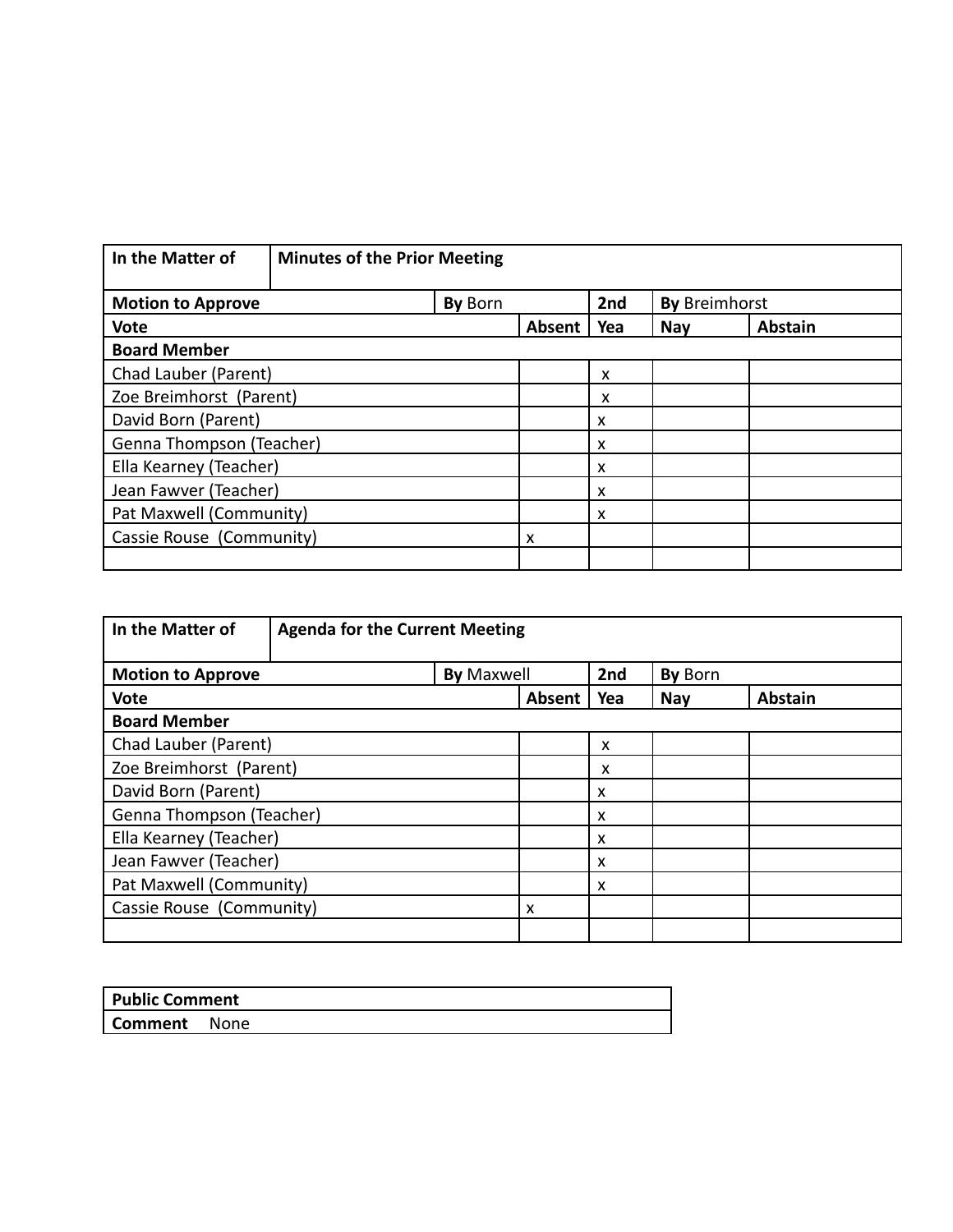| In the Matter of | Minutes of the Prior Meeting | | | | |
|---|---|---|---|---|---|
| **Motion to Approve** | | **By** Born | **2nd** | **By** Breimhorst | |
| **Vote** | | **Absent** | **Yea** | **Nay** | **Abstain** |
| **Board Member** | | | | | |
| Chad Lauber (Parent) | | | x | | |
| Zoe Breimhorst (Parent) | | | x | | |
| David Born (Parent) | | | x | | |
| Genna Thompson (Teacher) | | | x | | |
| Ella Kearney (Teacher) | | | x | | |
| Jean Fawver (Teacher) | | | x | | |
| Pat Maxwell (Community) | | | x | | |
| Cassie Rouse (Community) | | x | | | |
| | | | | | |

| In the Matter of | Agenda for the Current Meeting | | | | |
|---|---|---|---|---|---|
| **Motion to Approve** | | **By** Maxwell | **2nd** | **By** Born | |
| **Vote** | | **Absent** | **Yea** | **Nay** | **Abstain** |
| **Board Member** | | | | | |
| Chad Lauber (Parent) | | | x | | |
| Zoe Breimhorst (Parent) | | | x | | |
| David Born (Parent) | | | x | | |
| Genna Thompson (Teacher) | | | x | | |
| Ella Kearney (Teacher) | | | x | | |
| Jean Fawver (Teacher) | | | x | | |
| Pat Maxwell (Community) | | | x | | |
| Cassie Rouse (Community) | | x | | | |
| | | | | | |

| **Public Comment** |
|---|
| **Comment** None |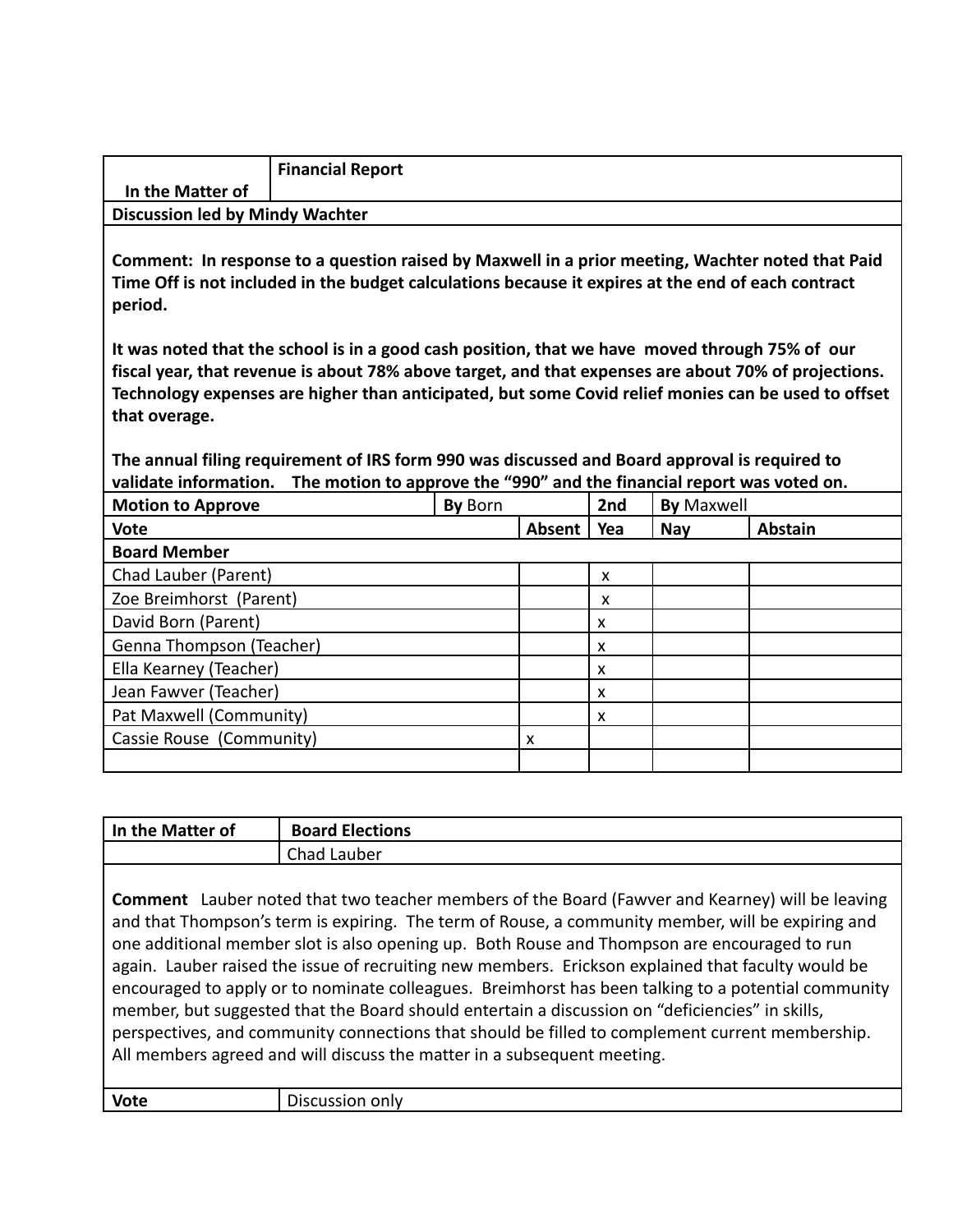| In the Matter of | Financial Report |
|---|---|

**Discussion led by Mindy Wachter**

**Comment: In response to a question raised by Maxwell in a prior meeting, Wachter noted that Paid Time Off is not included in the budget calculations because it expires at the end of each contract period.**

**It was noted that the school is in a good cash position, that we have moved through 75% of our fiscal year, that revenue is about 78% above target, and that expenses are about 70% of projections. Technology expenses are higher than anticipated, but some Covid relief monies can be used to offset that overage.**

**The annual filing requirement of IRS form 990 was discussed and Board approval is required to validate information. The motion to approve the "990" and the financial report was voted on.**

| **Motion to Approve** | **By** Born | **2nd** | **By** Maxwell | |
|---|---|---|---|---|
| **Vote** | **Absent** | **Yea** | **Nay** | **Abstain** |
| **Board Member** | | | | |
| Chad Lauber (Parent) | | x | | |
| Zoe Breimhorst (Parent) | | x | | |
| David Born (Parent) | | x | | |
| Genna Thompson (Teacher) | | x | | |
| Ella Kearney (Teacher) | | x | | |
| Jean Fawver (Teacher) | | x | | |
| Pat Maxwell (Community) | | x | | |
| Cassie Rouse (Community) | x | | | |
| | | | | |

| **In the Matter of** | **Board Elections** |
|---|---|
| | Chad Lauber |

**Comment** Lauber noted that two teacher members of the Board (Fawver and Kearney) will be leaving and that Thompson's term is expiring. The term of Rouse, a community member, will be expiring and one additional member slot is also opening up. Both Rouse and Thompson are encouraged to run again. Lauber raised the issue of recruiting new members. Erickson explained that faculty would be encouraged to apply or to nominate colleagues. Breimhorst has been talking to a potential community member, but suggested that the Board should entertain a discussion on "deficiencies" in skills, perspectives, and community connections that should be filled to complement current membership. All members agreed and will discuss the matter in a subsequent meeting.

| **Vote** | Discussion only |
|---|---|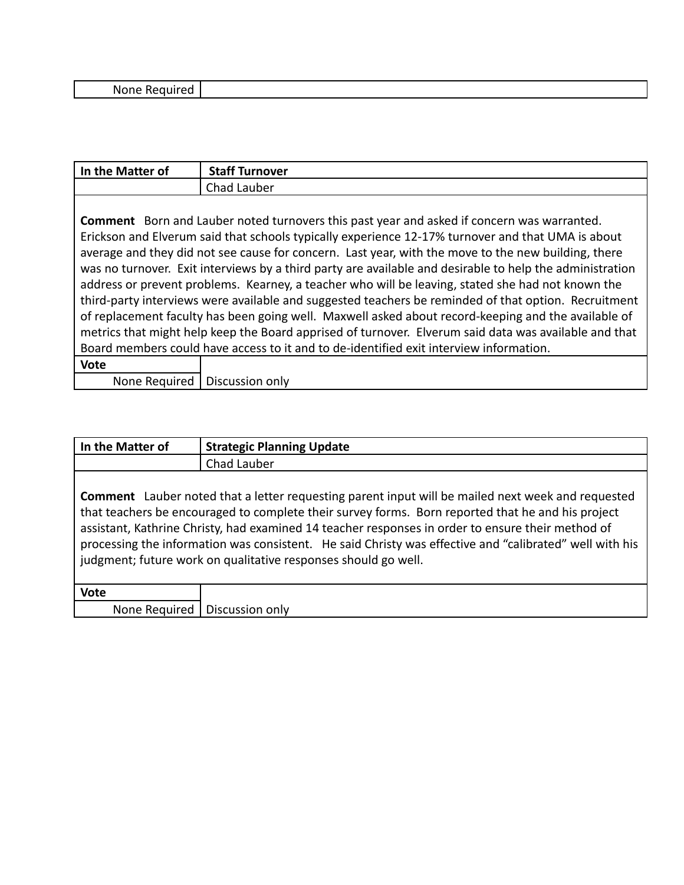| None Required | |
|---|---|

| In the Matter of | Staff Turnover |
|---|---|
| | Chad Lauber |

**Comment** Born and Lauber noted turnovers this past year and asked if concern was warranted. Erickson and Elverum said that schools typically experience 12-17% turnover and that UMA is about average and they did not see cause for concern. Last year, with the move to the new building, there was no turnover. Exit interviews by a third party are available and desirable to help the administration address or prevent problems. Kearney, a teacher who will be leaving, stated she had not known the third-party interviews were available and suggested teachers be reminded of that option. Recruitment of replacement faculty has been going well. Maxwell asked about record-keeping and the available of metrics that might help keep the Board apprised of turnover. Elverum said data was available and that Board members could have access to it and to de-identified exit interview information.

| **Vote** | |
|---|---|
| None Required | Discussion only |

| In the Matter of | Strategic Planning Update |
|---|---|
| | Chad Lauber |

**Comment** Lauber noted that a letter requesting parent input will be mailed next week and requested that teachers be encouraged to complete their survey forms. Born reported that he and his project assistant, Kathrine Christy, had examined 14 teacher responses in order to ensure their method of processing the information was consistent. He said Christy was effective and "calibrated" well with his judgment; future work on qualitative responses should go well.

| **Vote** | |
|---|---|
| None Required | Discussion only |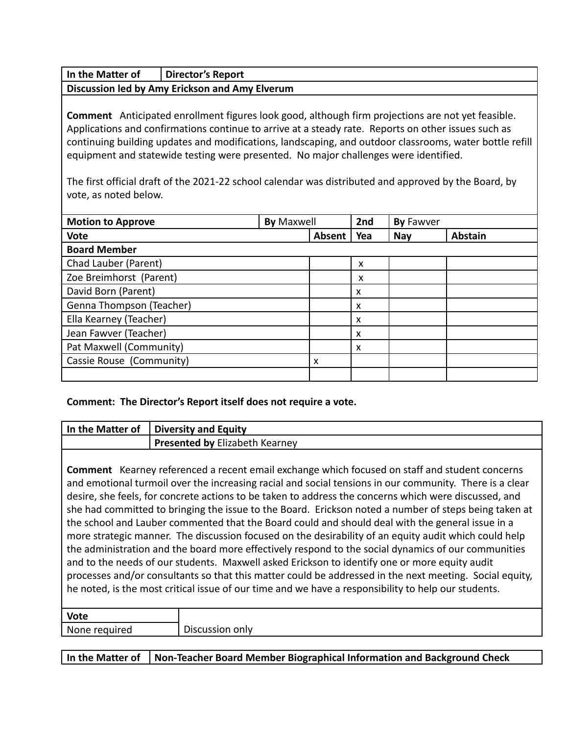| In the Matter of | Director's Report |
|---|---|
| **Discussion led by Amy Erickson and Amy Elverum** | |

**Comment** Anticipated enrollment figures look good, although firm projections are not yet feasible. Applications and confirmations continue to arrive at a steady rate. Reports on other issues such as continuing building updates and modifications, landscaping, and outdoor classrooms, water bottle refill equipment and statewide testing were presented. No major challenges were identified.

The first official draft of the 2021-22 school calendar was distributed and approved by the Board, by vote, as noted below.

| Motion to Approve | By Maxwell | | 2nd | By Fawver | |
|---|---|---|---|---|---|
| **Vote** | | **Absent** | **Yea** | **Nay** | **Abstain** |
| **Board Member** | | | | | |
| Chad Lauber (Parent) | | | x | | |
| Zoe Breimhorst (Parent) | | | x | | |
| David Born (Parent) | | | x | | |
| Genna Thompson (Teacher) | | | x | | |
| Ella Kearney (Teacher) | | | x | | |
| Jean Fawver (Teacher) | | | x | | |
| Pat Maxwell (Community) | | | x | | |
| Cassie Rouse (Community) | | x | | | |
| | | | | | |

**Comment: The Director's Report itself does not require a vote.**

| In the Matter of | Diversity and Equity |
|---|---|
| | **Presented by** Elizabeth Kearney |

**Comment** Kearney referenced a recent email exchange which focused on staff and student concerns and emotional turmoil over the increasing racial and social tensions in our community. There is a clear desire, she feels, for concrete actions to be taken to address the concerns which were discussed, and she had committed to bringing the issue to the Board. Erickson noted a number of steps being taken at the school and Lauber commented that the Board could and should deal with the general issue in a more strategic manner. The discussion focused on the desirability of an equity audit which could help the administration and the board more effectively respond to the social dynamics of our communities and to the needs of our students. Maxwell asked Erickson to identify one or more equity audit processes and/or consultants so that this matter could be addressed in the next meeting. Social equity, he noted, is the most critical issue of our time and we have a responsibility to help our students.

| Vote | |
|---|---|
| None required | Discussion only |

| In the Matter of | Non-Teacher Board Member Biographical Information and Background Check |
|---|---|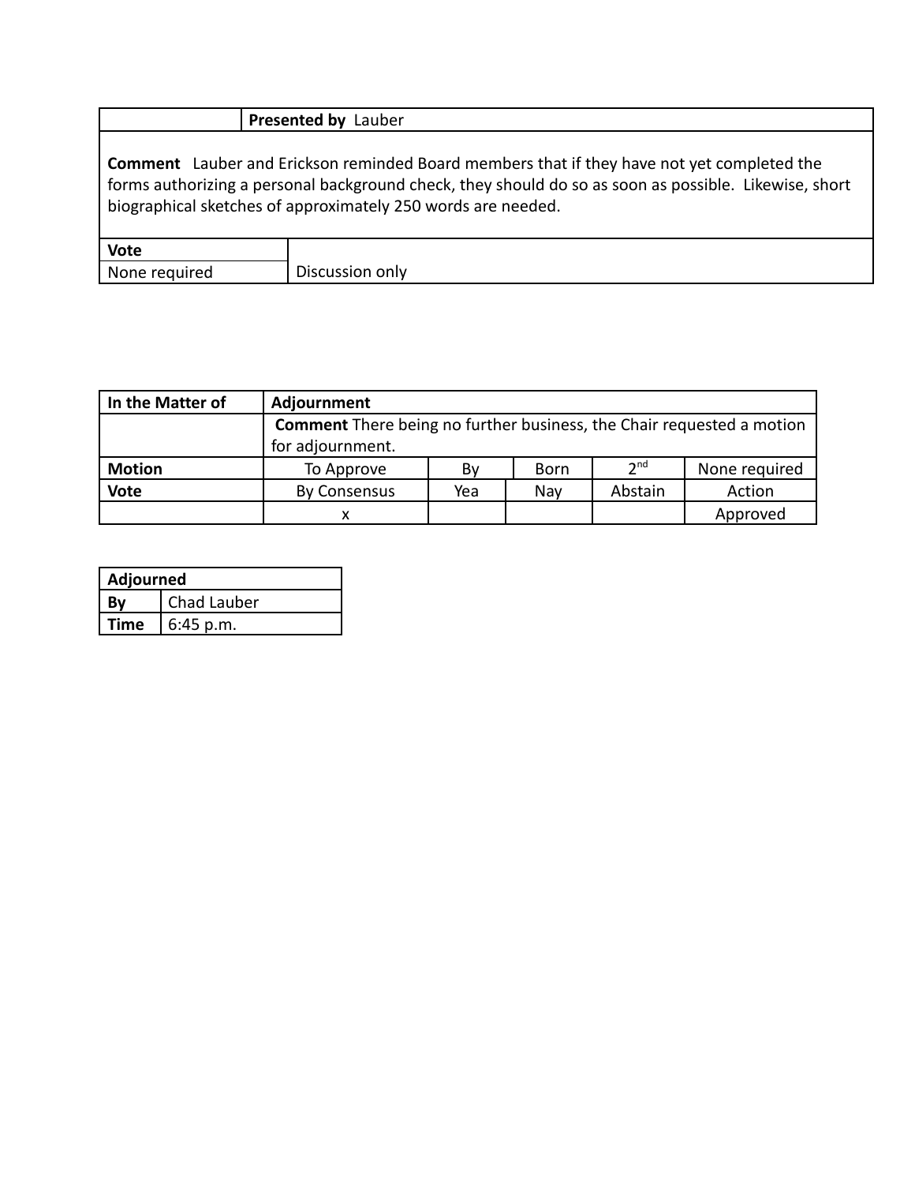| | |
|---|---|
| | **Presented by** Lauber |
| **Comment** Lauber and Erickson reminded Board members that if they have not yet completed the forms authorizing a personal background check, they should do so as soon as possible. Likewise, short biographical sketches of approximately 250 words are needed. | |
| **Vote** | |
| None required | Discussion only |

| **In the Matter of** | **Adjournment** | | | | |
|---|---|---|---|---|---|
| | **Comment** There being no further business, the Chair requested a motion for adjournment. | | | | |
| **Motion** | To Approve | By | Born | 2nd | None required |
| **Vote** | By Consensus | Yea | Nay | Abstain | Action |
| | x | | | | Approved |

| **Adjourned** | |
|---|---|
| **By** | Chad Lauber |
| **Time** | 6:45 p.m. |